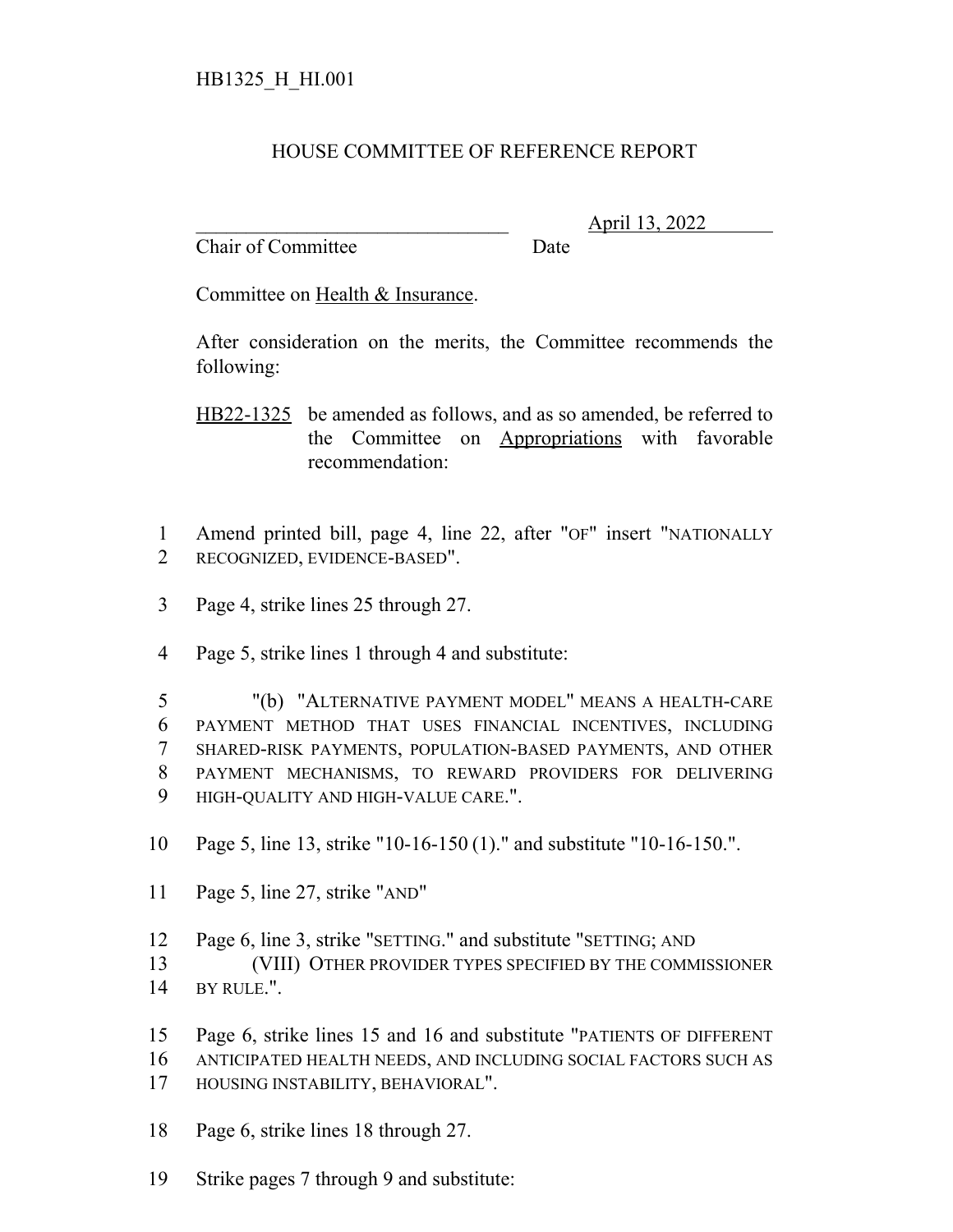HB1325_H_HI.001

# HOUSE COMMITTEE OF REFERENCE REPORT

_______________________________ April 13, 2022
Chair of Committee Date

Committee on Health & Insurance.

After consideration on the merits, the Committee recommends the following:

HB22-1325 be amended as follows, and as so amended, be referred to the Committee on Appropriations with favorable recommendation:

1 Amend printed bill, page 4, line 22, after "OF" insert "NATIONALLY
2 RECOGNIZED, EVIDENCE-BASED".

3 Page 4, strike lines 25 through 27.

4 Page 5, strike lines 1 through 4 and substitute:

5 "(b) "ALTERNATIVE PAYMENT MODEL" MEANS A HEALTH-CARE
6 PAYMENT METHOD THAT USES FINANCIAL INCENTIVES, INCLUDING
7 SHARED-RISK PAYMENTS, POPULATION-BASED PAYMENTS, AND OTHER
8 PAYMENT MECHANISMS, TO REWARD PROVIDERS FOR DELIVERING
9 HIGH-QUALITY AND HIGH-VALUE CARE.".

10 Page 5, line 13, strike "10-16-150 (1)." and substitute "10-16-150.".

11 Page 5, line 27, strike "AND"

12 Page 6, line 3, strike "SETTING." and substitute "SETTING; AND
13 (VIII) OTHER PROVIDER TYPES SPECIFIED BY THE COMMISSIONER
14 BY RULE.".

15 Page 6, strike lines 15 and 16 and substitute "PATIENTS OF DIFFERENT
16 ANTICIPATED HEALTH NEEDS, AND INCLUDING SOCIAL FACTORS SUCH AS
17 HOUSING INSTABILITY, BEHAVIORAL".

18 Page 6, strike lines 18 through 27.

19 Strike pages 7 through 9 and substitute: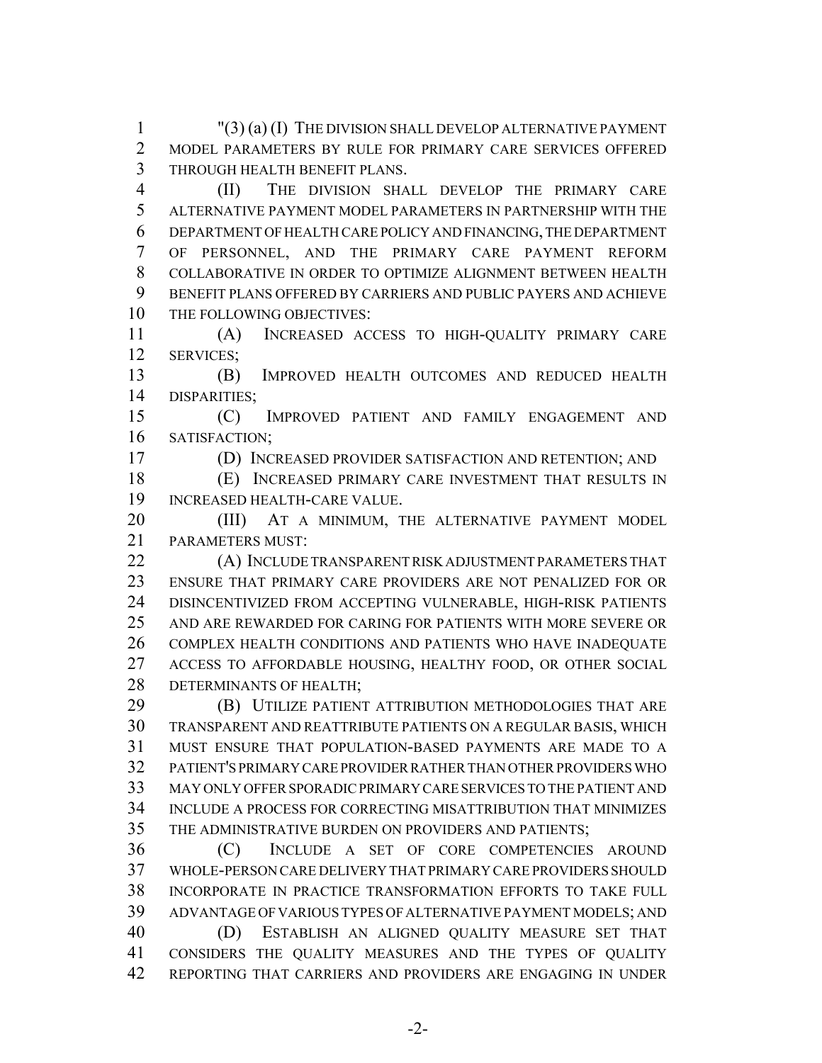"(3) (a) (I) THE DIVISION SHALL DEVELOP ALTERNATIVE PAYMENT MODEL PARAMETERS BY RULE FOR PRIMARY CARE SERVICES OFFERED THROUGH HEALTH BENEFIT PLANS.

(II) THE DIVISION SHALL DEVELOP THE PRIMARY CARE ALTERNATIVE PAYMENT MODEL PARAMETERS IN PARTNERSHIP WITH THE DEPARTMENT OF HEALTH CARE POLICY AND FINANCING, THE DEPARTMENT OF PERSONNEL, AND THE PRIMARY CARE PAYMENT REFORM COLLABORATIVE IN ORDER TO OPTIMIZE ALIGNMENT BETWEEN HEALTH BENEFIT PLANS OFFERED BY CARRIERS AND PUBLIC PAYERS AND ACHIEVE THE FOLLOWING OBJECTIVES:

(A) INCREASED ACCESS TO HIGH-QUALITY PRIMARY CARE SERVICES;

(B) IMPROVED HEALTH OUTCOMES AND REDUCED HEALTH DISPARITIES;

(C) IMPROVED PATIENT AND FAMILY ENGAGEMENT AND SATISFACTION;

(D) INCREASED PROVIDER SATISFACTION AND RETENTION; AND

(E) INCREASED PRIMARY CARE INVESTMENT THAT RESULTS IN INCREASED HEALTH-CARE VALUE.

(III) AT A MINIMUM, THE ALTERNATIVE PAYMENT MODEL PARAMETERS MUST:

(A) INCLUDE TRANSPARENT RISK ADJUSTMENT PARAMETERS THAT ENSURE THAT PRIMARY CARE PROVIDERS ARE NOT PENALIZED FOR OR DISINCENTIVIZED FROM ACCEPTING VULNERABLE, HIGH-RISK PATIENTS AND ARE REWARDED FOR CARING FOR PATIENTS WITH MORE SEVERE OR COMPLEX HEALTH CONDITIONS AND PATIENTS WHO HAVE INADEQUATE ACCESS TO AFFORDABLE HOUSING, HEALTHY FOOD, OR OTHER SOCIAL DETERMINANTS OF HEALTH;

(B) UTILIZE PATIENT ATTRIBUTION METHODOLOGIES THAT ARE TRANSPARENT AND REATTRIBUTE PATIENTS ON A REGULAR BASIS, WHICH MUST ENSURE THAT POPULATION-BASED PAYMENTS ARE MADE TO A PATIENT'S PRIMARY CARE PROVIDER RATHER THAN OTHER PROVIDERS WHO MAY ONLY OFFER SPORADIC PRIMARY CARE SERVICES TO THE PATIENT AND INCLUDE A PROCESS FOR CORRECTING MISATTRIBUTION THAT MINIMIZES THE ADMINISTRATIVE BURDEN ON PROVIDERS AND PATIENTS;

(C) INCLUDE A SET OF CORE COMPETENCIES AROUND WHOLE-PERSON CARE DELIVERY THAT PRIMARY CARE PROVIDERS SHOULD INCORPORATE IN PRACTICE TRANSFORMATION EFFORTS TO TAKE FULL ADVANTAGE OF VARIOUS TYPES OF ALTERNATIVE PAYMENT MODELS; AND

(D) ESTABLISH AN ALIGNED QUALITY MEASURE SET THAT CONSIDERS THE QUALITY MEASURES AND THE TYPES OF QUALITY REPORTING THAT CARRIERS AND PROVIDERS ARE ENGAGING IN UNDER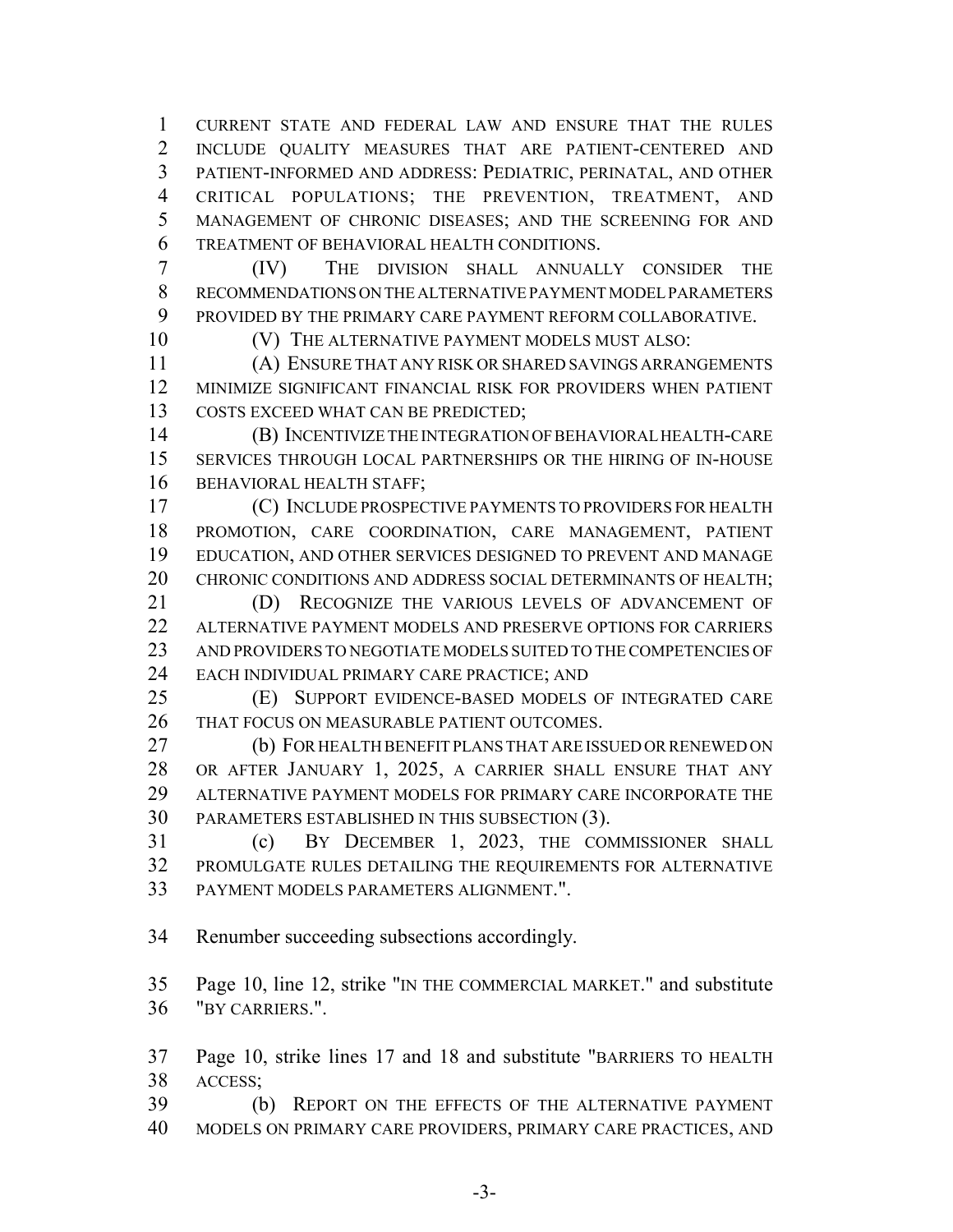CURRENT STATE AND FEDERAL LAW AND ENSURE THAT THE RULES INCLUDE QUALITY MEASURES THAT ARE PATIENT-CENTERED AND PATIENT-INFORMED AND ADDRESS: PEDIATRIC, PERINATAL, AND OTHER CRITICAL POPULATIONS; THE PREVENTION, TREATMENT, AND MANAGEMENT OF CHRONIC DISEASES; AND THE SCREENING FOR AND TREATMENT OF BEHAVIORAL HEALTH CONDITIONS.

(IV) THE DIVISION SHALL ANNUALLY CONSIDER THE RECOMMENDATIONS ON THE ALTERNATIVE PAYMENT MODEL PARAMETERS PROVIDED BY THE PRIMARY CARE PAYMENT REFORM COLLABORATIVE.

(V) THE ALTERNATIVE PAYMENT MODELS MUST ALSO:

(A) ENSURE THAT ANY RISK OR SHARED SAVINGS ARRANGEMENTS MINIMIZE SIGNIFICANT FINANCIAL RISK FOR PROVIDERS WHEN PATIENT COSTS EXCEED WHAT CAN BE PREDICTED;

(B) INCENTIVIZE THE INTEGRATION OF BEHAVIORAL HEALTH-CARE SERVICES THROUGH LOCAL PARTNERSHIPS OR THE HIRING OF IN-HOUSE BEHAVIORAL HEALTH STAFF;

(C) INCLUDE PROSPECTIVE PAYMENTS TO PROVIDERS FOR HEALTH PROMOTION, CARE COORDINATION, CARE MANAGEMENT, PATIENT EDUCATION, AND OTHER SERVICES DESIGNED TO PREVENT AND MANAGE CHRONIC CONDITIONS AND ADDRESS SOCIAL DETERMINANTS OF HEALTH;

(D) RECOGNIZE THE VARIOUS LEVELS OF ADVANCEMENT OF ALTERNATIVE PAYMENT MODELS AND PRESERVE OPTIONS FOR CARRIERS AND PROVIDERS TO NEGOTIATE MODELS SUITED TO THE COMPETENCIES OF EACH INDIVIDUAL PRIMARY CARE PRACTICE; AND

(E) SUPPORT EVIDENCE-BASED MODELS OF INTEGRATED CARE THAT FOCUS ON MEASURABLE PATIENT OUTCOMES.

(b) FOR HEALTH BENEFIT PLANS THAT ARE ISSUED OR RENEWED ON OR AFTER JANUARY 1, 2025, A CARRIER SHALL ENSURE THAT ANY ALTERNATIVE PAYMENT MODELS FOR PRIMARY CARE INCORPORATE THE PARAMETERS ESTABLISHED IN THIS SUBSECTION (3).

(c) BY DECEMBER 1, 2023, THE COMMISSIONER SHALL PROMULGATE RULES DETAILING THE REQUIREMENTS FOR ALTERNATIVE PAYMENT MODELS PARAMETERS ALIGNMENT.".

Renumber succeeding subsections accordingly.

Page 10, line 12, strike "IN THE COMMERCIAL MARKET." and substitute "BY CARRIERS.".

Page 10, strike lines 17 and 18 and substitute "BARRIERS TO HEALTH ACCESS;

(b) REPORT ON THE EFFECTS OF THE ALTERNATIVE PAYMENT MODELS ON PRIMARY CARE PROVIDERS, PRIMARY CARE PRACTICES, AND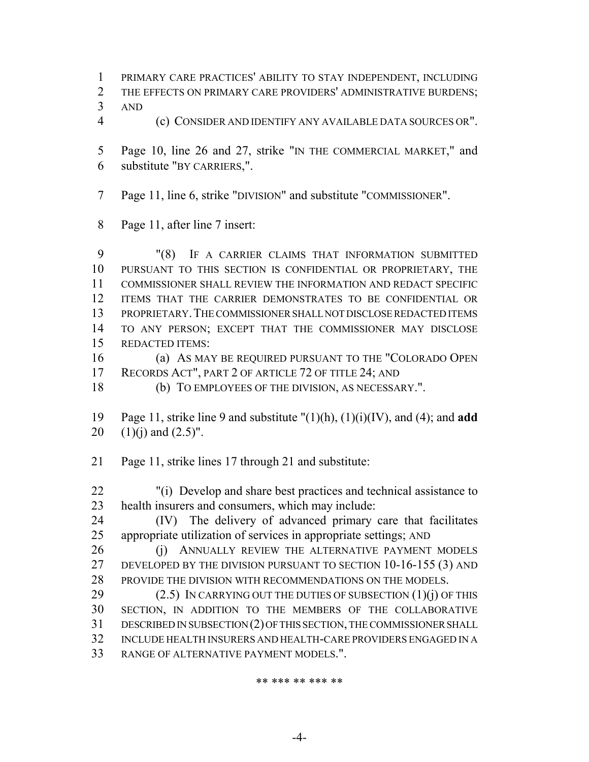PRIMARY CARE PRACTICES' ABILITY TO STAY INDEPENDENT, INCLUDING THE EFFECTS ON PRIMARY CARE PROVIDERS' ADMINISTRATIVE BURDENS; AND

(c) CONSIDER AND IDENTIFY ANY AVAILABLE DATA SOURCES OR".

Page 10, line 26 and 27, strike "IN THE COMMERCIAL MARKET," and substitute "BY CARRIERS,".

Page 11, line 6, strike "DIVISION" and substitute "COMMISSIONER".

Page 11, after line 7 insert:

"(8) IF A CARRIER CLAIMS THAT INFORMATION SUBMITTED PURSUANT TO THIS SECTION IS CONFIDENTIAL OR PROPRIETARY, THE COMMISSIONER SHALL REVIEW THE INFORMATION AND REDACT SPECIFIC ITEMS THAT THE CARRIER DEMONSTRATES TO BE CONFIDENTIAL OR PROPRIETARY. THE COMMISSIONER SHALL NOT DISCLOSE REDACTED ITEMS TO ANY PERSON; EXCEPT THAT THE COMMISSIONER MAY DISCLOSE REDACTED ITEMS:

(a) AS MAY BE REQUIRED PURSUANT TO THE "COLORADO OPEN RECORDS ACT", PART 2 OF ARTICLE 72 OF TITLE 24; AND

(b) TO EMPLOYEES OF THE DIVISION, AS NECESSARY.".

Page 11, strike line 9 and substitute "(1)(h), (1)(i)(IV), and (4); and **add** (1)(j) and (2.5)".

Page 11, strike lines 17 through 21 and substitute:

"(i) Develop and share best practices and technical assistance to health insurers and consumers, which may include:

(IV) The delivery of advanced primary care that facilitates appropriate utilization of services in appropriate settings; AND

(j) ANNUALLY REVIEW THE ALTERNATIVE PAYMENT MODELS DEVELOPED BY THE DIVISION PURSUANT TO SECTION 10-16-155 (3) AND PROVIDE THE DIVISION WITH RECOMMENDATIONS ON THE MODELS.

(2.5) IN CARRYING OUT THE DUTIES OF SUBSECTION (1)(j) OF THIS SECTION, IN ADDITION TO THE MEMBERS OF THE COLLABORATIVE DESCRIBED IN SUBSECTION (2) OF THIS SECTION, THE COMMISSIONER SHALL INCLUDE HEALTH INSURERS AND HEALTH-CARE PROVIDERS ENGAGED IN A RANGE OF ALTERNATIVE PAYMENT MODELS.".

** *** ** *** **